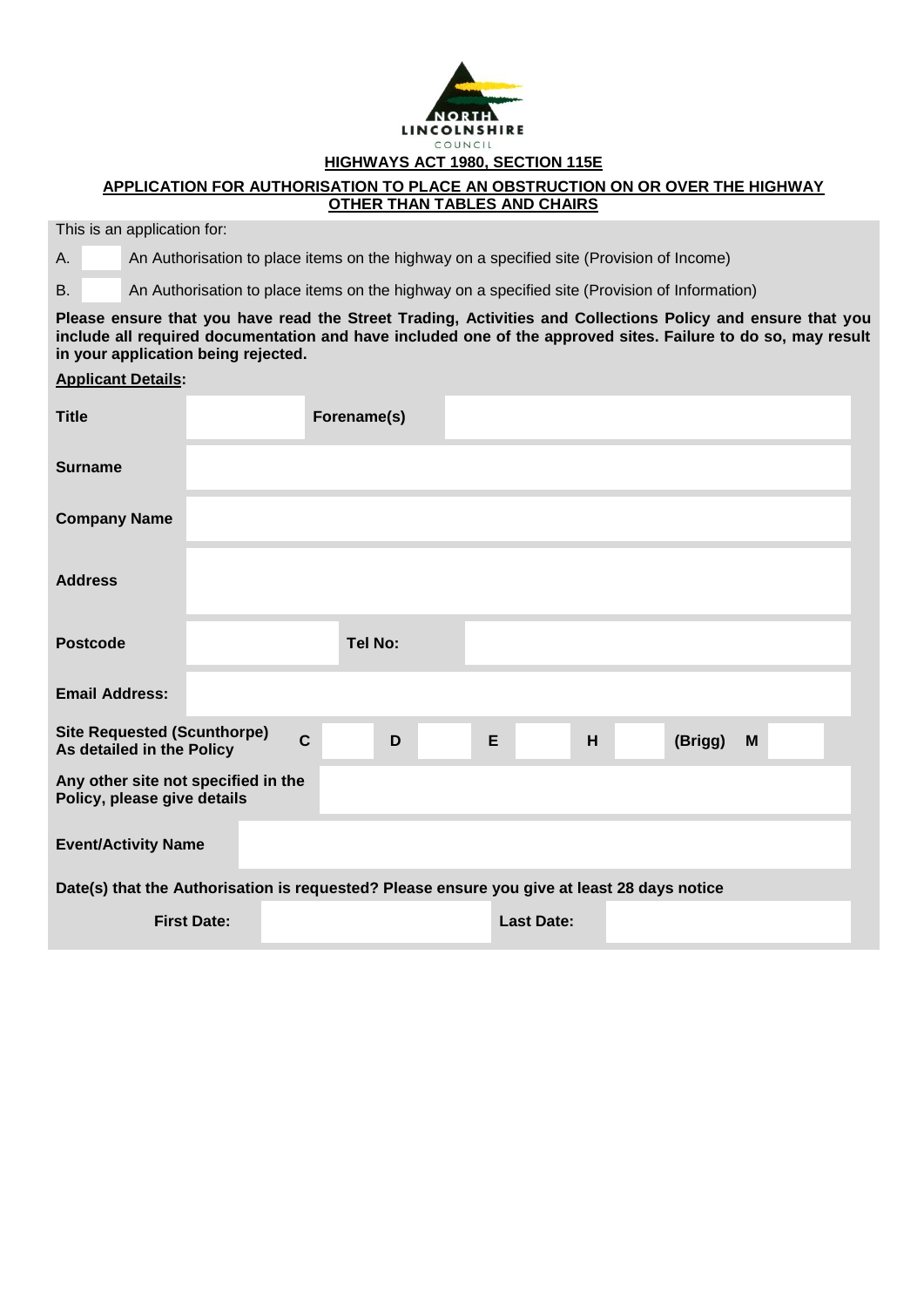NORTH LINCOLNSHIRE COUNCIL

**HIGHWAYS ACT 1980, SECTION 115E**

**APPLICATION FOR AUTHORISATION TO PLACE AN OBSTRUCTION ON OR OVER THE HIGHWAY OTHER THAN TABLES AND CHAIRS**

This is an application for:

A. ☐ An Authorisation to place items on the highway on a specified site (Provision of Income)

B. ☐ An Authorisation to place items on the highway on a specified site (Provision of Information)

**Please ensure that you have read the Street Trading, Activities and Collections Policy and ensure that you include all required documentation and have included one of the approved sites. Failure to do so, may result in your application being rejected.**

**Applicant Details:**

| | | | |
|---|---|---|---|
| **Title** | | **Forename(s)** | |
| **Surname** | | | |
| **Company Name** | | | |
| **Address** | | | |
| **Postcode** | | **Tel No:** | |
| **Email Address:** | | | |

| | | | | | | | | | | | |
|---|---|---|---|---|---|---|---|---|---|---|---|
| **Site Requested (Scunthorpe) As detailed in the Policy** | **C** | | **D** | | **E** | | **H** | | **(Brigg)** | **M** | |

| | |
|---|---|
| **Any other site not specified in the Policy, please give details** | |
| **Event/Activity Name** | |

**Date(s) that the Authorisation is requested? Please ensure you give at least 28 days notice**

| | | | |
|---|---|---|---|
| **First Date:** | | **Last Date:** | |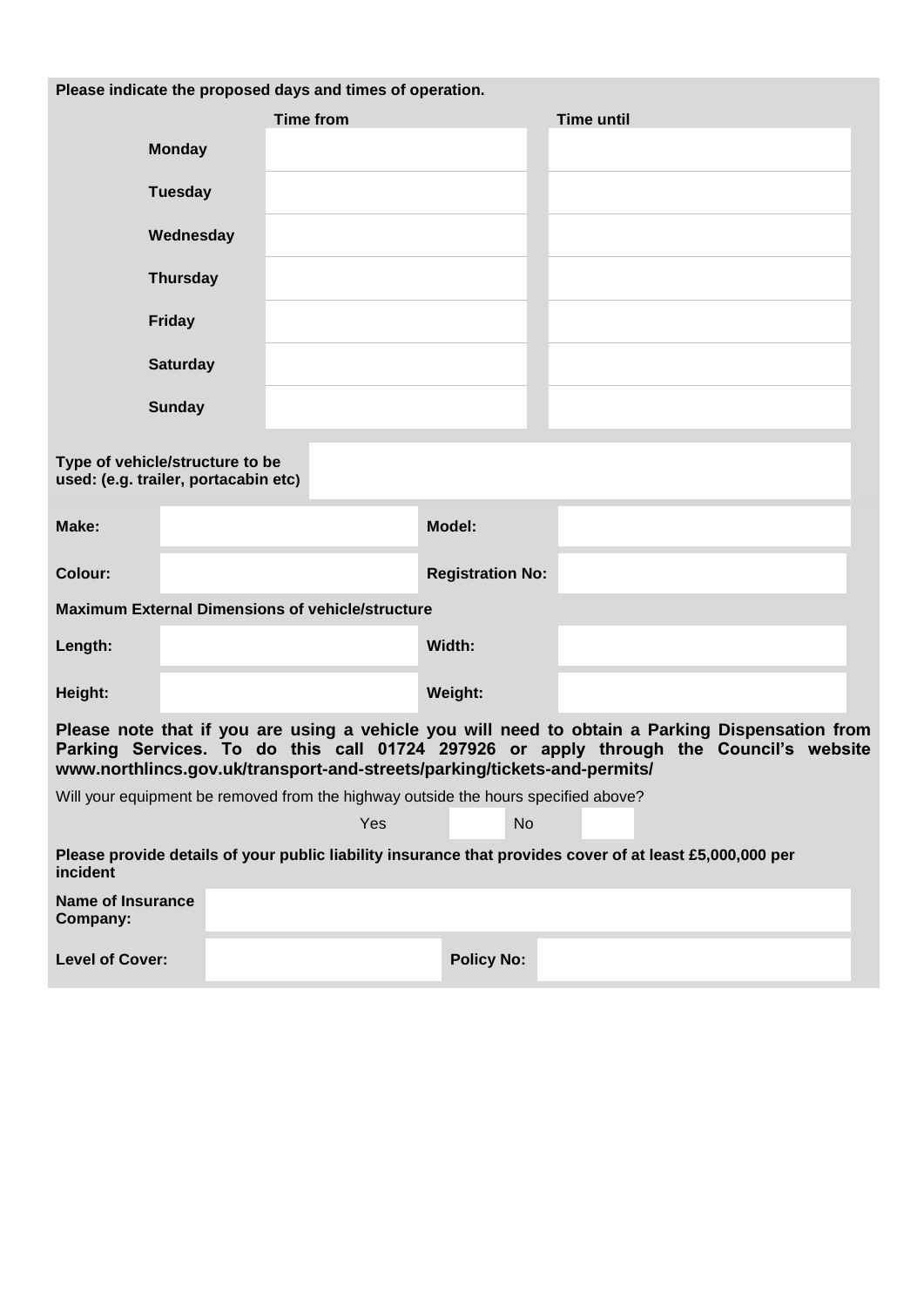**Please indicate the proposed days and times of operation.**

| | Time from | Time until |
|---|---|---|
| **Monday** | | |
| **Tuesday** | | |
| **Wednesday** | | |
| **Thursday** | | |
| **Friday** | | |
| **Saturday** | | |
| **Sunday** | | |

| **Type of vehicle/structure to be used: (e.g. trailer, portacabin etc)** | |
|---|---|

| | | | |
|---|---|---|---|
| **Make:** | | **Model:** | |
| **Colour:** | | **Registration No:** | |

**Maximum External Dimensions of vehicle/structure**

| | | | |
|---|---|---|---|
| **Length:** | | **Width:** | |
| **Height:** | | **Weight:** | |

**Please note that if you are using a vehicle you will need to obtain a Parking Dispensation from Parking Services. To do this call 01724 297926 or apply through the Council's website www.northlincs.gov.uk/transport-and-streets/parking/tickets-and-permits/**

Will your equipment be removed from the highway outside the hours specified above?

Yes ☐ No ☐

**Please provide details of your public liability insurance that provides cover of at least £5,000,000 per incident**

| | | | |
|---|---|---|---|
| **Name of Insurance Company:** | | | |
| **Level of Cover:** | | **Policy No:** | |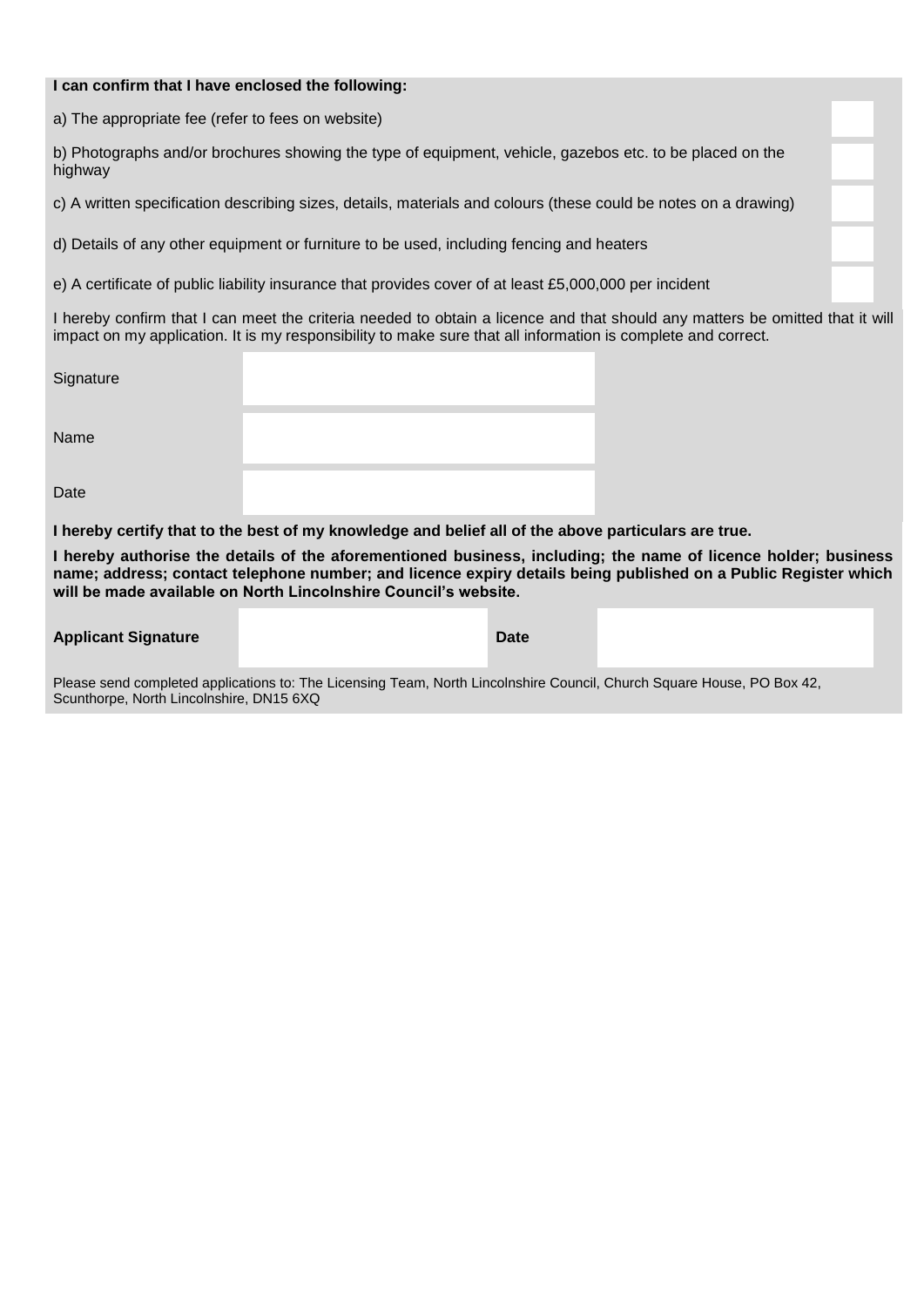**I can confirm that I have enclosed the following:**

| | |
|---|---|
| a) The appropriate fee (refer to fees on website) | |
| b) Photographs and/or brochures showing the type of equipment, vehicle, gazebos etc. to be placed on the highway | |
| c) A written specification describing sizes, details, materials and colours (these could be notes on a drawing) | |
| d) Details of any other equipment or furniture to be used, including fencing and heaters | |
| e) A certificate of public liability insurance that provides cover of at least £5,000,000 per incident | |

I hereby confirm that I can meet the criteria needed to obtain a licence and that should any matters be omitted that it will impact on my application. It is my responsibility to make sure that all information is complete and correct.

| | |
|---|---|
| Signature | |
| Name | |
| Date | |

**I hereby certify that to the best of my knowledge and belief all of the above particulars are true.**

**I hereby authorise the details of the aforementioned business, including; the name of licence holder; business name; address; contact telephone number; and licence expiry details being published on a Public Register which will be made available on North Lincolnshire Council's website.**

| | | | |
|---|---|---|---|
| **Applicant Signature** | | **Date** | |

Please send completed applications to: The Licensing Team, North Lincolnshire Council, Church Square House, PO Box 42, Scunthorpe, North Lincolnshire, DN15 6XQ